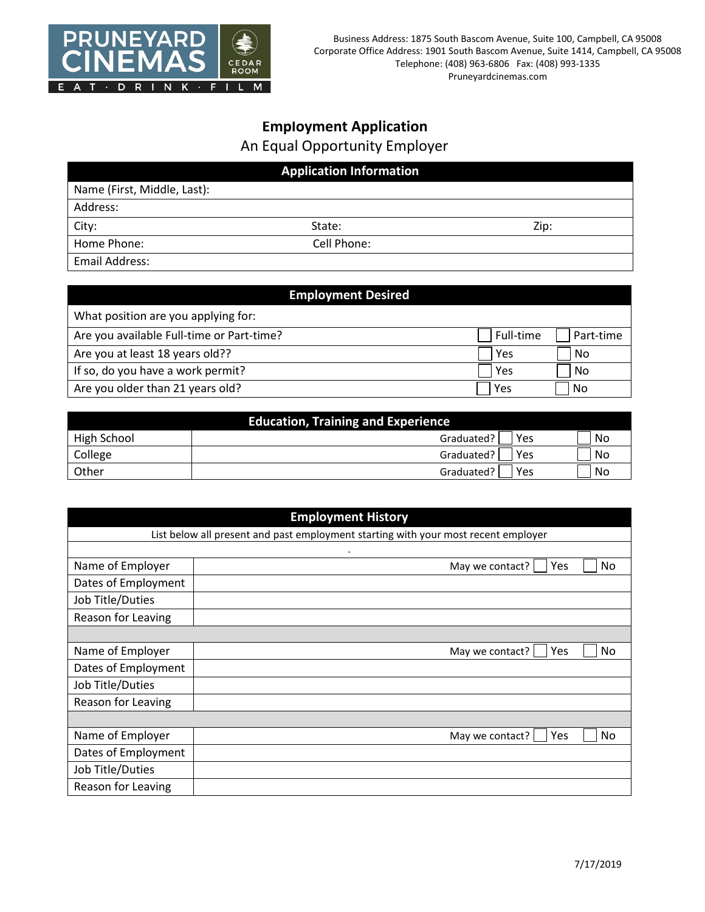PRUNEYARD CINEMAS | CEDAR ROOM
E A T · D R I N K · F I L M

Business Address: 1875 South Bascom Avenue, Suite 100, Campbell, CA 95008
Corporate Office Address: 1901 South Bascom Avenue, Suite 1414, Campbell, CA 95008
Telephone: (408) 963-6806 Fax: (408) 993-1335
Pruneyardcinemas.com

# Employment Application

An Equal Opportunity Employer

| Application Information | | |
|---|---|---|
| Name (First, Middle, Last): | | |
| Address: | | |
| City: | State: | Zip: |
| Home Phone: | Cell Phone: | |
| Email Address: | | |

| Employment Desired | | |
|---|---|---|
| What position are you applying for: | | |
| Are you available Full-time or Part-time? | ☐ Full-time | ☐ Part-time |
| Are you at least 18 years old?? | ☐ Yes | ☐ No |
| If so, do you have a work permit? | ☐ Yes | ☐ No |
| Are you older than 21 years old? | ☐ Yes | ☐ No |

| Education, Training and Experience | | | |
|---|---|---|---|
| High School | Graduated? | ☐ Yes | ☐ No |
| College | Graduated? | ☐ Yes | ☐ No |
| Other | Graduated? | ☐ Yes | ☐ No |

| Employment History | | | |
|---|---|---|---|
| List below all present and past employment starting with your most recent employer | | | |
| . | | | |
| Name of Employer | May we contact? | ☐ Yes | ☐ No |
| Dates of Employment | | | |
| Job Title/Duties | | | |
| Reason for Leaving | | | |
| | | | |
| Name of Employer | May we contact? | ☐ Yes | ☐ No |
| Dates of Employment | | | |
| Job Title/Duties | | | |
| Reason for Leaving | | | |
| | | | |
| Name of Employer | May we contact? | ☐ Yes | ☐ No |
| Dates of Employment | | | |
| Job Title/Duties | | | |
| Reason for Leaving | | | |

7/17/2019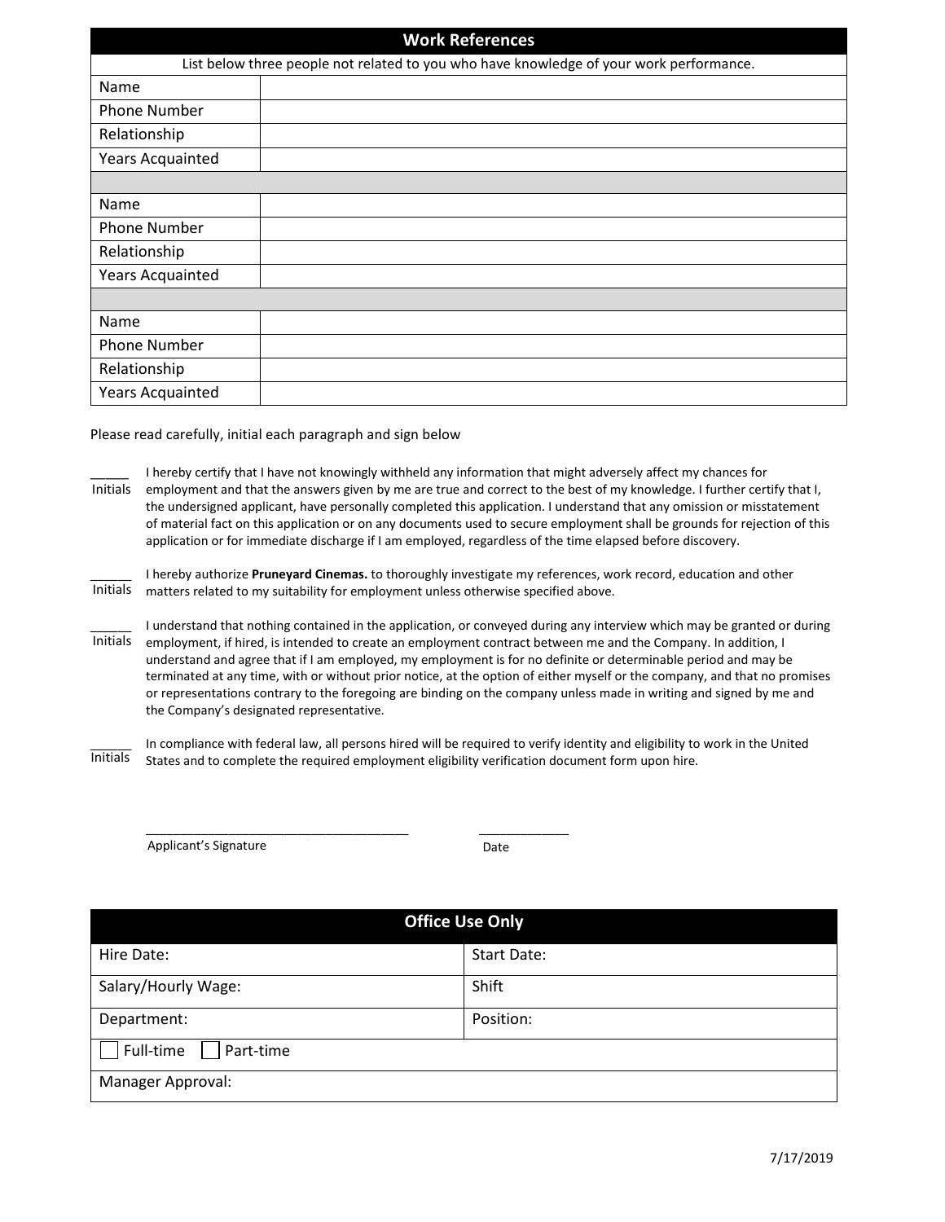## Work References

| Work References | |
|---|---|
| List below three people not related to you who have knowledge of your work performance. | |
| Name | |
| Phone Number | |
| Relationship | |
| Years Acquainted | |
| | |
| Name | |
| Phone Number | |
| Relationship | |
| Years Acquainted | |
| | |
| Name | |
| Phone Number | |
| Relationship | |
| Years Acquainted | |

Please read carefully, initial each paragraph and sign below

_____ Initials — I hereby certify that I have not knowingly withheld any information that might adversely affect my chances for employment and that the answers given by me are true and correct to the best of my knowledge. I further certify that I, the undersigned applicant, have personally completed this application. I understand that any omission or misstatement of material fact on this application or on any documents used to secure employment shall be grounds for rejection of this application or for immediate discharge if I am employed, regardless of the time elapsed before discovery.

_____ Initials — I hereby authorize **Pruneyard Cinemas.** to thoroughly investigate my references, work record, education and other matters related to my suitability for employment unless otherwise specified above.

_____ Initials — I understand that nothing contained in the application, or conveyed during any interview which may be granted or during employment, if hired, is intended to create an employment contract between me and the Company. In addition, I understand and agree that if I am employed, my employment is for no definite or determinable period and may be terminated at any time, with or without prior notice, at the option of either myself or the company, and that no promises or representations contrary to the foregoing are binding on the company unless made in writing and signed by me and the Company's designated representative.

_____ Initials — In compliance with federal law, all persons hired will be required to verify identity and eligibility to work in the United States and to complete the required employment eligibility verification document form upon hire.

___________________________________ Applicant's Signature

____________ Date

| Office Use Only | |
|---|---|
| Hire Date: | Start Date: |
| Salary/Hourly Wage: | Shift |
| Department: | Position: |
| ☐ Full-time ☐ Part-time | |
| Manager Approval: | |

7/17/2019